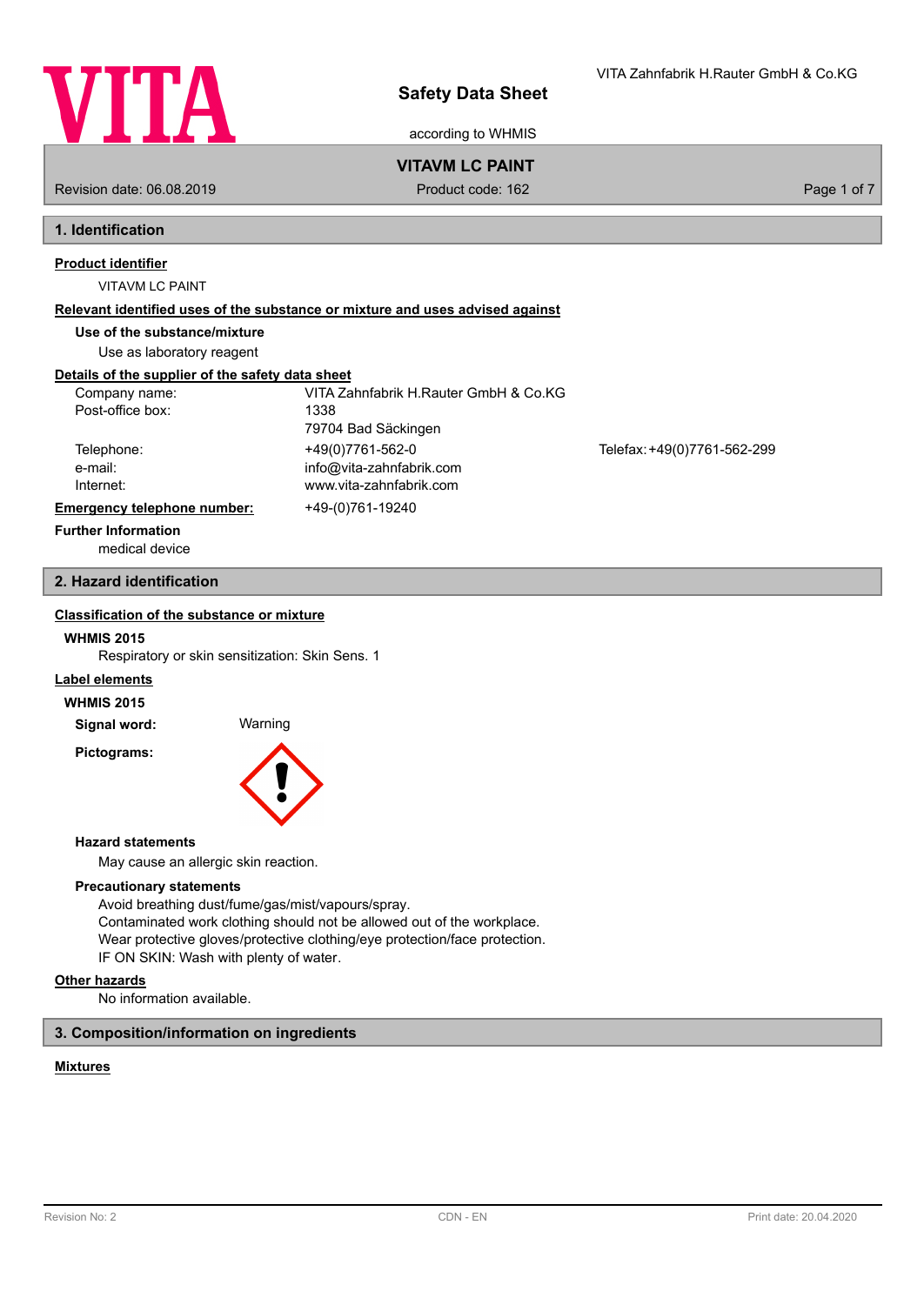# Safety Data Sheet

according to WHMIS

VITA Zahnfabrik H.Rauter GmbH & Co.KG

**VITAVM LC PAINT**

Revision date: 06.08.2019 | Product code: 162

## 1. Identification

**Product identifier**

VITAVM LC PAINT

**Relevant identified uses of the substance or mixture and uses advised against**

**Use of the substance/mixture**

Use as laboratory reagent

**Details of the supplier of the safety data sheet**

| | | |
|---|---|---|
| Company name: | VITA Zahnfabrik H.Rauter GmbH & Co.KG | |
| Post-office box: | 1338 | |
| | 79704 Bad Säckingen | |
| Telephone: | +49(0)7761-562-0 | Telefax: +49(0)7761-562-299 |
| e-mail: | info@vita-zahnfabrik.com | |
| Internet: | www.vita-zahnfabrik.com | |

**Emergency telephone number:** +49-(0)761-19240

**Further Information**

medical device

## 2. Hazard identification

**Classification of the substance or mixture**

**WHMIS 2015**

Respiratory or skin sensitization: Skin Sens. 1

**Label elements**

**WHMIS 2015**

**Signal word:** Warning

**Pictograms:**

**Hazard statements**

May cause an allergic skin reaction.

**Precautionary statements**

Avoid breathing dust/fume/gas/mist/vapours/spray.
Contaminated work clothing should not be allowed out of the workplace.
Wear protective gloves/protective clothing/eye protection/face protection.
IF ON SKIN: Wash with plenty of water.

**Other hazards**

No information available.

## 3. Composition/information on ingredients

**Mixtures**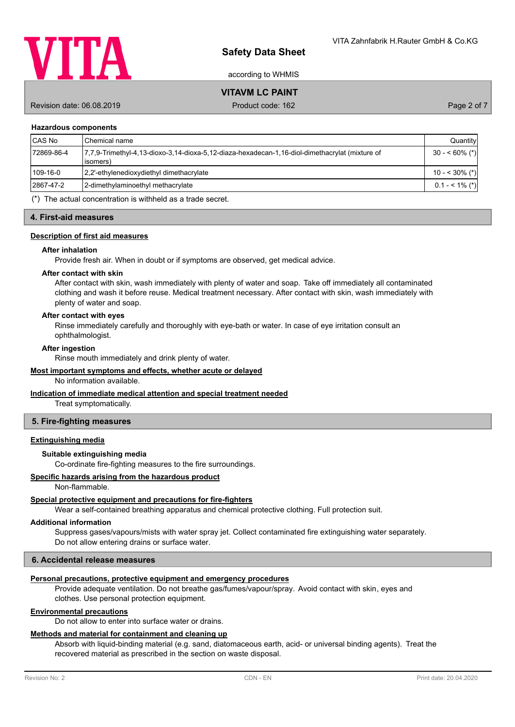#### Hazardous components

| CAS No | Chemical name | Quantity |
|---|---|---|
| 72869-86-4 | 7,7,9-Trimethyl-4,13-dioxo-3,14-dioxa-5,12-diaza-hexadecan-1,16-diol-dimethacrylat (mixture of isomers) | 30 - < 60% (*) |
| 109-16-0 | 2,2'-ethylenedioxydiethyl dimethacrylate | 10 - < 30% (*) |
| 2867-47-2 | 2-dimethylaminoethyl methacrylate | 0.1 - < 1% (*) |

(*) The actual concentration is withheld as a trade secret.

## 4. First-aid measures

### Description of first aid measures

#### After inhalation

Provide fresh air. When in doubt or if symptoms are observed, get medical advice.

#### After contact with skin

After contact with skin, wash immediately with plenty of water and soap. Take off immediately all contaminated clothing and wash it before reuse. Medical treatment necessary. After contact with skin, wash immediately with plenty of water and soap.

#### After contact with eyes

Rinse immediately carefully and thoroughly with eye-bath or water. In case of eye irritation consult an ophthalmologist.

#### After ingestion

Rinse mouth immediately and drink plenty of water.

### Most important symptoms and effects, whether acute or delayed

No information available.

### Indication of immediate medical attention and special treatment needed

Treat symptomatically.

## 5. Fire-fighting measures

### Extinguishing media

#### Suitable extinguishing media

Co-ordinate fire-fighting measures to the fire surroundings.

### Specific hazards arising from the hazardous product

Non-flammable.

### Special protective equipment and precautions for fire-fighters

Wear a self-contained breathing apparatus and chemical protective clothing. Full protection suit.

### Additional information

Suppress gases/vapours/mists with water spray jet. Collect contaminated fire extinguishing water separately. Do not allow entering drains or surface water.

## 6. Accidental release measures

### Personal precautions, protective equipment and emergency procedures

Provide adequate ventilation. Do not breathe gas/fumes/vapour/spray. Avoid contact with skin, eyes and clothes. Use personal protection equipment.

### Environmental precautions

Do not allow to enter into surface water or drains.

### Methods and material for containment and cleaning up

Absorb with liquid-binding material (e.g. sand, diatomaceous earth, acid- or universal binding agents). Treat the recovered material as prescribed in the section on waste disposal.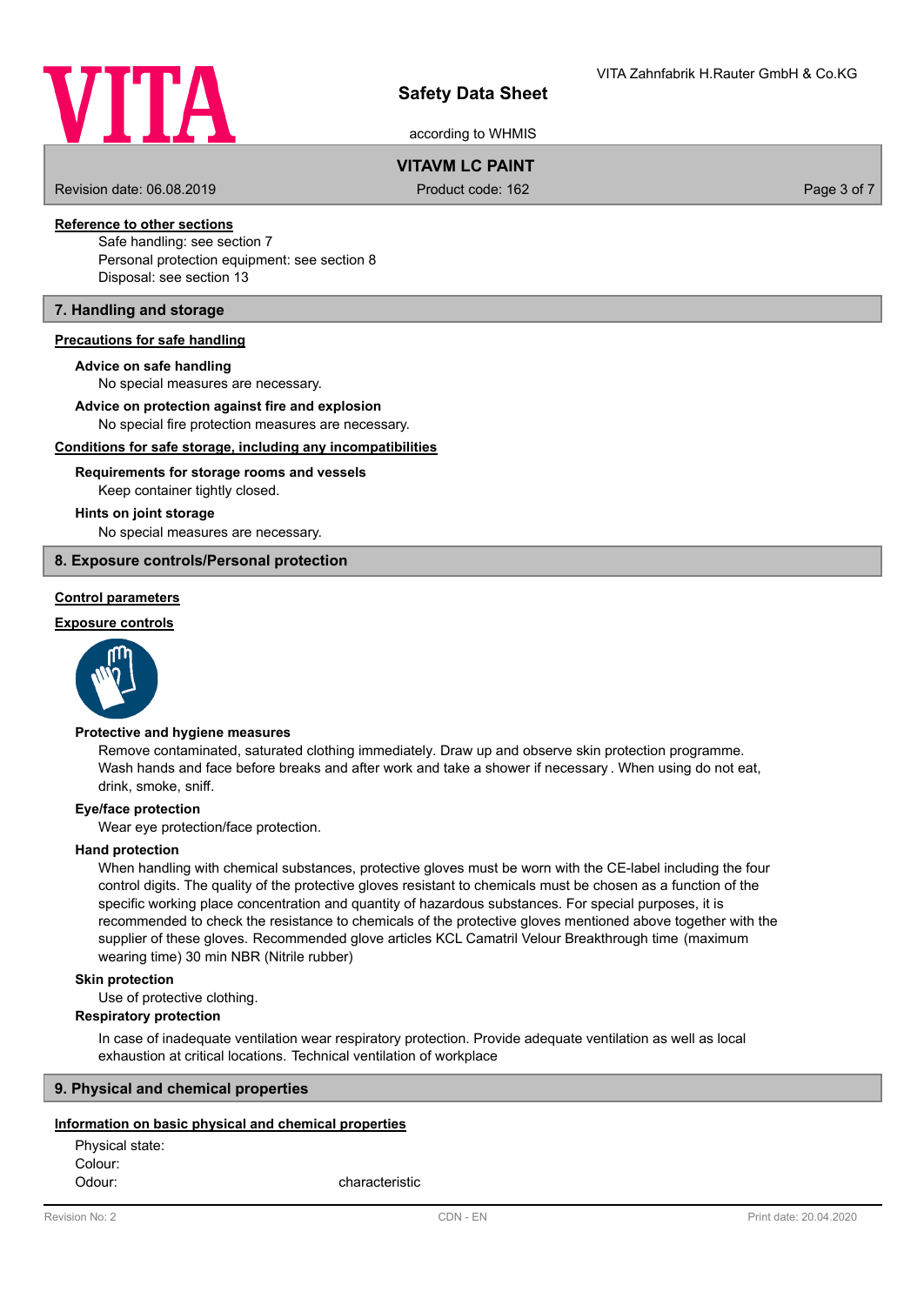#### Reference to other sections

Safe handling: see section 7
Personal protection equipment: see section 8
Disposal: see section 13

## 7. Handling and storage

#### Precautions for safe handling

**Advice on safe handling**

No special measures are necessary.

**Advice on protection against fire and explosion**

No special fire protection measures are necessary.

#### Conditions for safe storage, including any incompatibilities

**Requirements for storage rooms and vessels**

Keep container tightly closed.

**Hints on joint storage**

No special measures are necessary.

## 8. Exposure controls/Personal protection

#### Control parameters

#### Exposure controls

**Protective and hygiene measures**

Remove contaminated, saturated clothing immediately. Draw up and observe skin protection programme. Wash hands and face before breaks and after work and take a shower if necessary . When using do not eat, drink, smoke, sniff.

**Eye/face protection**

Wear eye protection/face protection.

**Hand protection**

When handling with chemical substances, protective gloves must be worn with the CE-label including the four control digits. The quality of the protective gloves resistant to chemicals must be chosen as a function of the specific working place concentration and quantity of hazardous substances. For special purposes, it is recommended to check the resistance to chemicals of the protective gloves mentioned above together with the supplier of these gloves. Recommended glove articles KCL Camatril Velour Breakthrough time (maximum wearing time) 30 min NBR (Nitrile rubber)

**Skin protection**

Use of protective clothing.

**Respiratory protection**

In case of inadequate ventilation wear respiratory protection. Provide adequate ventilation as well as local exhaustion at critical locations. Technical ventilation of workplace

## 9. Physical and chemical properties

#### Information on basic physical and chemical properties

| | |
|---|---|
| Physical state: | |
| Colour: | |
| Odour: | characteristic |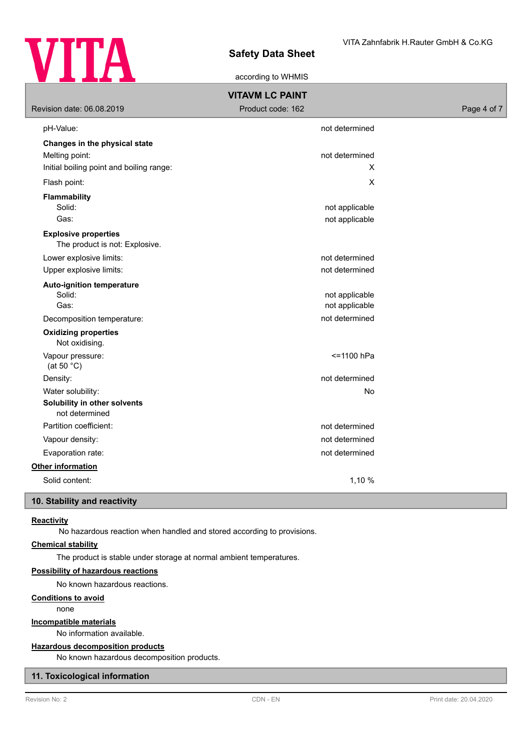| | |
|---|---|
| pH-Value: | not determined |
| **Changes in the physical state** | |
| Melting point: | not determined |
| Initial boiling point and boiling range: | X |
| Flash point: | X |
| **Flammability** | |
| Solid: | not applicable |
| Gas: | not applicable |
| **Explosive properties** | |
| The product is not: Explosive. | |
| Lower explosive limits: | not determined |
| Upper explosive limits: | not determined |
| **Auto-ignition temperature** | |
| Solid: | not applicable |
| Gas: | not applicable |
| Decomposition temperature: | not determined |
| **Oxidizing properties** | |
| Not oxidising. | |
| Vapour pressure: (at 50 °C) | <=1100 hPa |
| Density: | not determined |
| Water solubility: | No |
| **Solubility in other solvents** | |
| not determined | |
| Partition coefficient: | not determined |
| Vapour density: | not determined |
| Evaporation rate: | not determined |

**Other information**

| | |
|---|---|
| Solid content: | 1,10 % |

## 10. Stability and reactivity

**Reactivity**

No hazardous reaction when handled and stored according to provisions.

**Chemical stability**

The product is stable under storage at normal ambient temperatures.

**Possibility of hazardous reactions**

No known hazardous reactions.

**Conditions to avoid**

none

**Incompatible materials**

No information available.

**Hazardous decomposition products**

No known hazardous decomposition products.

## 11. Toxicological information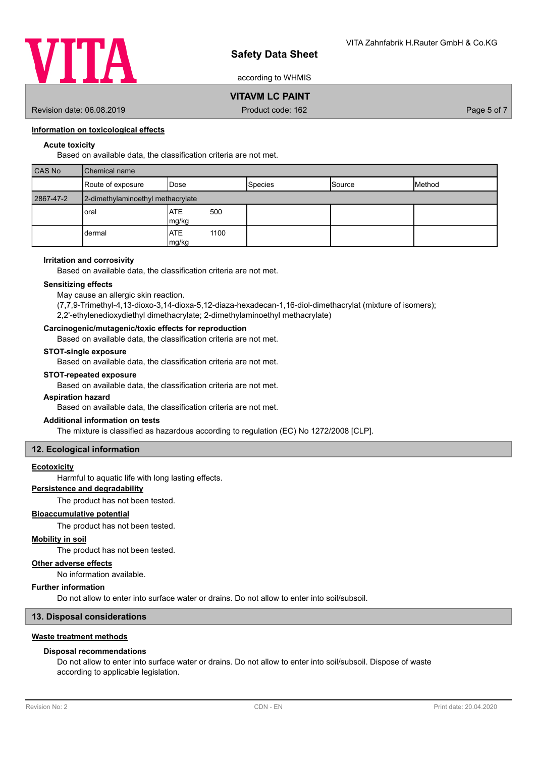#### Information on toxicological effects

**Acute toxicity**

Based on available data, the classification criteria are not met.

| CAS No | Chemical name | | | | |
|---|---|---|---|---|---|
| | Route of exposure | Dose | Species | Source | Method |
| 2867-47-2 | 2-dimethylaminoethyl methacrylate | | | | |
| | oral | ATE 500 mg/kg | | | |
| | dermal | ATE 1100 mg/kg | | | |

**Irritation and corrosivity**

Based on available data, the classification criteria are not met.

**Sensitizing effects**

May cause an allergic skin reaction.
(7,7,9-Trimethyl-4,13-dioxo-3,14-dioxa-5,12-diaza-hexadecan-1,16-diol-dimethacrylat (mixture of isomers); 2,2'-ethylenedioxydiethyl dimethacrylate; 2-dimethylaminoethyl methacrylate)

**Carcinogenic/mutagenic/toxic effects for reproduction**

Based on available data, the classification criteria are not met.

**STOT-single exposure**

Based on available data, the classification criteria are not met.

**STOT-repeated exposure**

Based on available data, the classification criteria are not met.

**Aspiration hazard**

Based on available data, the classification criteria are not met.

**Additional information on tests**

The mixture is classified as hazardous according to regulation (EC) No 1272/2008 [CLP].

## 12. Ecological information

#### Ecotoxicity

Harmful to aquatic life with long lasting effects.

#### Persistence and degradability

The product has not been tested.

#### Bioaccumulative potential

The product has not been tested.

#### Mobility in soil

The product has not been tested.

#### Other adverse effects

No information available.

**Further information**

Do not allow to enter into surface water or drains. Do not allow to enter into soil/subsoil.

## 13. Disposal considerations

#### Waste treatment methods

**Disposal recommendations**

Do not allow to enter into surface water or drains. Do not allow to enter into soil/subsoil. Dispose of waste according to applicable legislation.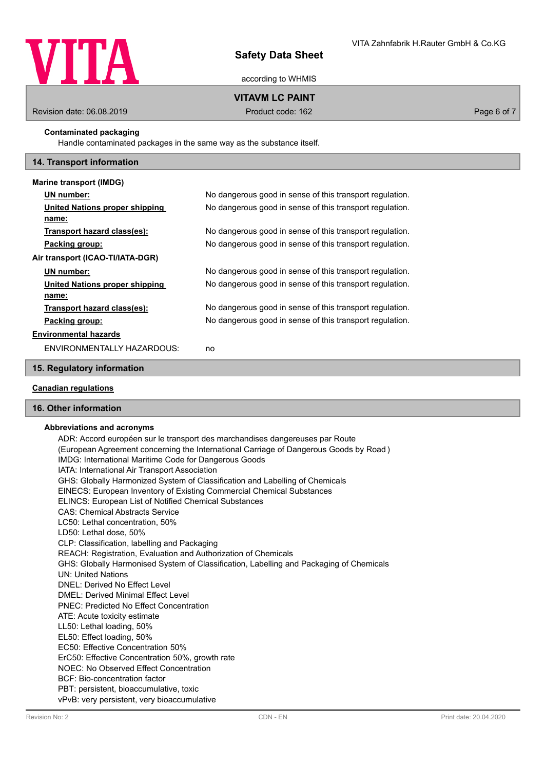**Contaminated packaging**

Handle contaminated packages in the same way as the substance itself.

## 14. Transport information

**Marine transport (IMDG)**

| | |
|---|---|
| **UN number:** | No dangerous good in sense of this transport regulation. |
| **United Nations proper shipping name:** | No dangerous good in sense of this transport regulation. |
| **Transport hazard class(es):** | No dangerous good in sense of this transport regulation. |
| **Packing group:** | No dangerous good in sense of this transport regulation. |

**Air transport (ICAO-TI/IATA-DGR)**

| | |
|---|---|
| **UN number:** | No dangerous good in sense of this transport regulation. |
| **United Nations proper shipping name:** | No dangerous good in sense of this transport regulation. |
| **Transport hazard class(es):** | No dangerous good in sense of this transport regulation. |
| **Packing group:** | No dangerous good in sense of this transport regulation. |

**Environmental hazards**

ENVIRONMENTALLY HAZARDOUS: no

## 15. Regulatory information

**Canadian regulations**

## 16. Other information

**Abbreviations and acronyms**

ADR: Accord européen sur le transport des marchandises dangereuses par Route
(European Agreement concerning the International Carriage of Dangerous Goods by Road )
IMDG: International Maritime Code for Dangerous Goods
IATA: International Air Transport Association
GHS: Globally Harmonized System of Classification and Labelling of Chemicals
EINECS: European Inventory of Existing Commercial Chemical Substances
ELINCS: European List of Notified Chemical Substances
CAS: Chemical Abstracts Service
LC50: Lethal concentration, 50%
LD50: Lethal dose, 50%
CLP: Classification, labelling and Packaging
REACH: Registration, Evaluation and Authorization of Chemicals
GHS: Globally Harmonised System of Classification, Labelling and Packaging of Chemicals
UN: United Nations
DNEL: Derived No Effect Level
DMEL: Derived Minimal Effect Level
PNEC: Predicted No Effect Concentration
ATE: Acute toxicity estimate
LL50: Lethal loading, 50%
EL50: Effect loading, 50%
EC50: Effective Concentration 50%
ErC50: Effective Concentration 50%, growth rate
NOEC: No Observed Effect Concentration
BCF: Bio-concentration factor
PBT: persistent, bioaccumulative, toxic
vPvB: very persistent, very bioaccumulative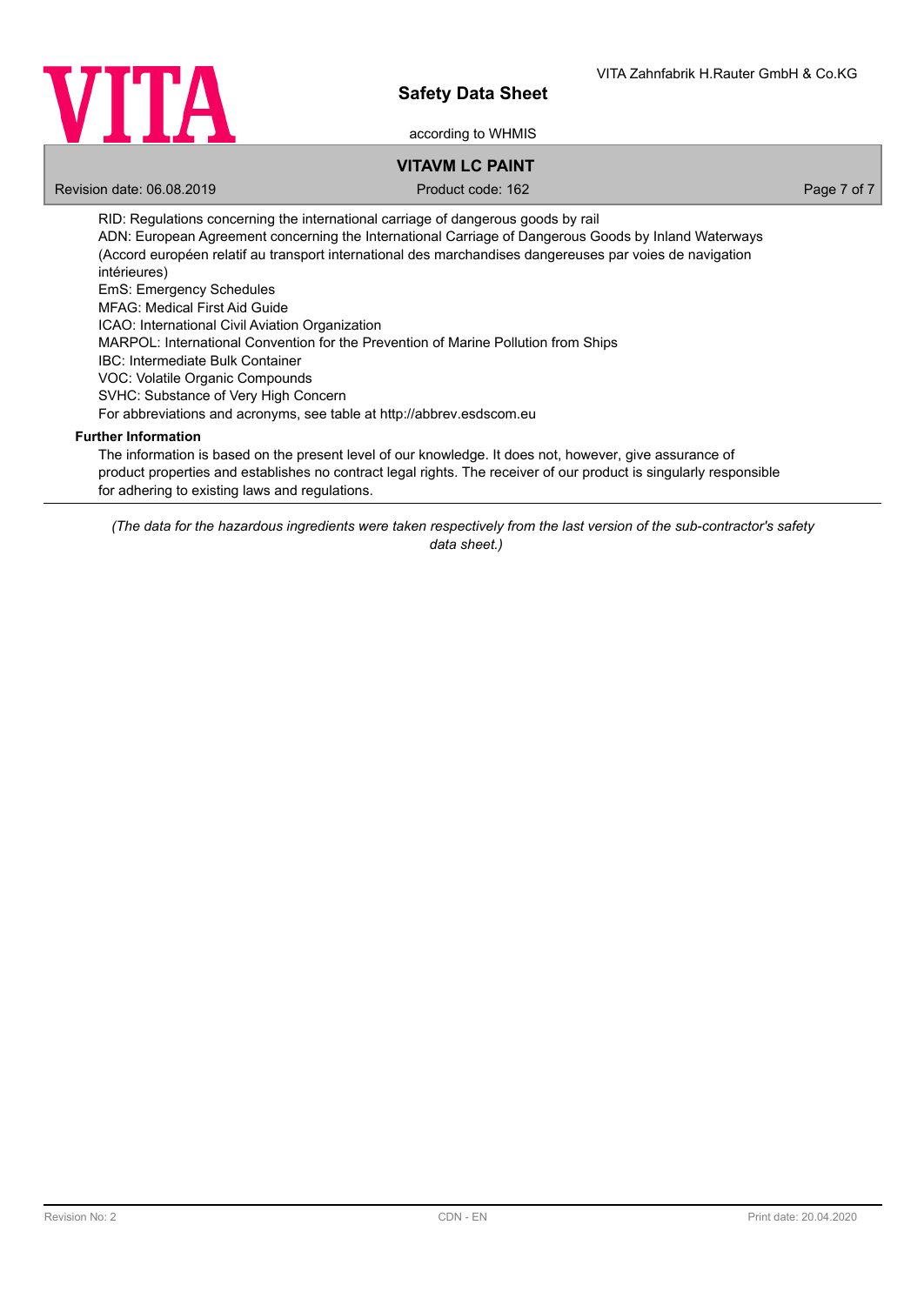RID: Regulations concerning the international carriage of dangerous goods by rail
ADN: European Agreement concerning the International Carriage of Dangerous Goods by Inland Waterways (Accord européen relatif au transport international des marchandises dangereuses par voies de navigation intérieures)
EmS: Emergency Schedules
MFAG: Medical First Aid Guide
ICAO: International Civil Aviation Organization
MARPOL: International Convention for the Prevention of Marine Pollution from Ships
IBC: Intermediate Bulk Container
VOC: Volatile Organic Compounds
SVHC: Substance of Very High Concern
For abbreviations and acronyms, see table at http://abbrev.esdscom.eu

**Further Information**

The information is based on the present level of our knowledge. It does not, however, give assurance of product properties and establishes no contract legal rights. The receiver of our product is singularly responsible for adhering to existing laws and regulations.

---

*(The data for the hazardous ingredients were taken respectively from the last version of the sub-contractor's safety data sheet.)*